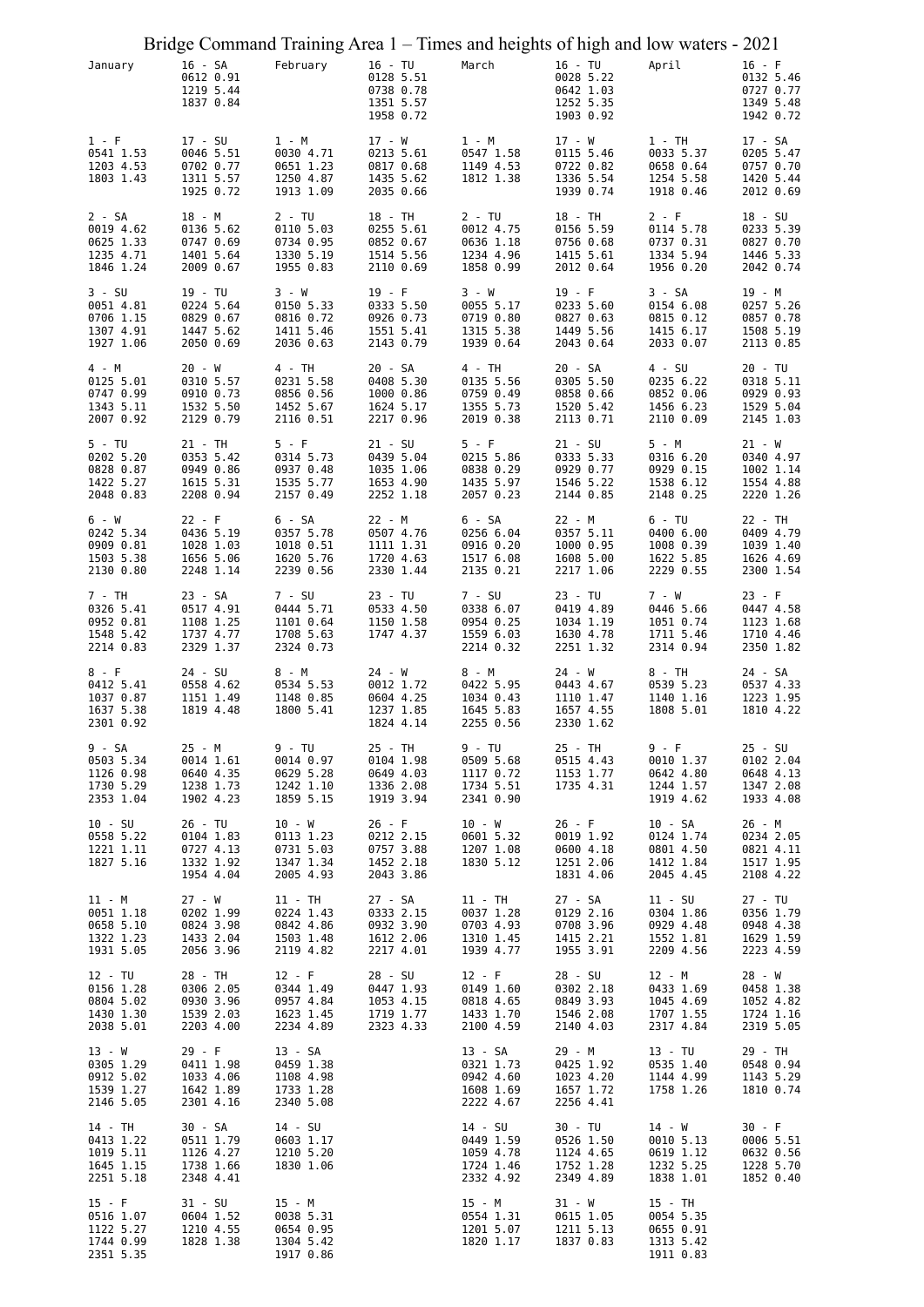# Bridge Command Training Area 1 – Times and heights of high and low waters - 2021

## January

| Day | | | | |
|---|---|---|---|---|
| 1 - F | 0541 1.53 | 1203 4.53 | 1803 1.43 | |
| 2 - SA | 0019 4.62 | 0625 1.33 | 1235 4.71 | 1846 1.24 |
| 3 - SU | 0051 4.81 | 0706 1.15 | 1307 4.91 | 1927 1.06 |
| 4 - M | 0125 5.01 | 0747 0.99 | 1343 5.11 | 2007 0.92 |
| 5 - TU | 0202 5.20 | 0828 0.87 | 1422 5.27 | 2048 0.83 |
| 6 - W | 0242 5.34 | 0909 0.81 | 1503 5.38 | 2130 0.80 |
| 7 - TH | 0326 5.41 | 0952 0.81 | 1548 5.42 | 2214 0.83 |
| 8 - F | 0412 5.41 | 1037 0.87 | 1637 5.38 | 2301 0.92 |
| 9 - SA | 0503 5.34 | 1126 0.98 | 1730 5.29 | 2353 1.04 |
| 10 - SU | 0558 5.22 | 1221 1.11 | 1827 5.16 | |
| 11 - M | 0051 1.18 | 0658 5.10 | 1322 1.23 | 1931 5.05 |
| 12 - TU | 0156 1.28 | 0804 5.02 | 1430 1.30 | 2038 5.01 |
| 13 - W | 0305 1.29 | 0912 5.02 | 1539 1.27 | 2146 5.05 |
| 14 - TH | 0413 1.22 | 1019 5.11 | 1645 1.15 | 2251 5.18 |
| 15 - F | 0516 1.07 | 1122 5.27 | 1744 0.99 | 2351 5.35 |
| 16 - SA | 0612 0.91 | 1219 5.44 | 1837 0.84 | |
| 17 - SU | 0046 5.51 | 0702 0.77 | 1311 5.57 | 1925 0.72 |
| 18 - M | 0136 5.62 | 0747 0.69 | 1401 5.64 | 2009 0.67 |
| 19 - TU | 0224 5.64 | 0829 0.67 | 1447 5.62 | 2050 0.69 |
| 20 - W | 0310 5.57 | 0910 0.73 | 1532 5.50 | 2129 0.79 |
| 21 - TH | 0353 5.42 | 0949 0.86 | 1615 5.31 | 2208 0.94 |
| 22 - F | 0436 5.19 | 1028 1.03 | 1656 5.06 | 2248 1.14 |
| 23 - SA | 0517 4.91 | 1108 1.25 | 1737 4.77 | 2329 1.37 |
| 24 - SU | 0558 4.62 | 1151 1.49 | 1819 4.48 | |
| 25 - M | 0014 1.61 | 0640 4.35 | 1238 1.73 | 1902 4.23 |
| 26 - TU | 0104 1.83 | 0727 4.13 | 1332 1.92 | 1954 4.04 |
| 27 - W | 0202 1.99 | 0824 3.98 | 1433 2.04 | 2056 3.96 |
| 28 - TH | 0306 2.05 | 0930 3.96 | 1539 2.03 | 2203 4.00 |
| 29 - F | 0411 1.98 | 1033 4.06 | 1642 1.89 | 2301 4.16 |
| 30 - SA | 0511 1.79 | 1126 4.27 | 1738 1.66 | 2348 4.41 |
| 31 - SU | 0604 1.52 | 1210 4.55 | 1828 1.38 | |

## February

| Day | | | | |
|---|---|---|---|---|
| 1 - M | 0030 4.71 | 0651 1.23 | 1250 4.87 | 1913 1.09 |
| 2 - TU | 0110 5.03 | 0734 0.95 | 1330 5.19 | 1955 0.83 |
| 3 - W | 0150 5.33 | 0816 0.72 | 1411 5.46 | 2036 0.63 |
| 4 - TH | 0231 5.58 | 0856 0.56 | 1452 5.67 | 2116 0.51 |
| 5 - F | 0314 5.73 | 0937 0.48 | 1535 5.77 | 2157 0.49 |
| 6 - SA | 0357 5.78 | 1018 0.51 | 1620 5.76 | 2239 0.56 |
| 7 - SU | 0444 5.71 | 1101 0.64 | 1708 5.63 | 2324 0.73 |
| 8 - M | 0534 5.53 | 1148 0.85 | 1800 5.41 | |
| 9 - TU | 0014 0.97 | 0629 5.28 | 1242 1.10 | 1859 5.15 |
| 10 - W | 0113 1.23 | 0731 5.03 | 1347 1.34 | 2005 4.93 |
| 11 - TH | 0224 1.43 | 0842 4.86 | 1503 1.48 | 2119 4.82 |
| 12 - F | 0344 1.49 | 0957 4.84 | 1623 1.45 | 2234 4.89 |
| 13 - SA | 0459 1.38 | 1108 4.98 | 1733 1.28 | 2340 5.08 |
| 14 - SU | 0603 1.17 | 1210 5.20 | 1830 1.06 | |
| 15 - M | 0038 5.31 | 0654 0.95 | 1304 5.42 | 1917 0.86 |
| 16 - TU | 0128 5.51 | 0738 0.78 | 1351 5.57 | 1958 0.72 |
| 17 - W | 0213 5.61 | 0817 0.68 | 1435 5.62 | 2035 0.66 |
| 18 - TH | 0255 5.61 | 0852 0.67 | 1514 5.56 | 2110 0.69 |
| 19 - F | 0333 5.50 | 0926 0.73 | 1551 5.41 | 2143 0.79 |
| 20 - SA | 0408 5.30 | 1000 0.86 | 1624 5.17 | 2217 0.96 |
| 21 - SU | 0439 5.04 | 1035 1.06 | 1653 4.90 | 2252 1.18 |
| 22 - M | 0507 4.76 | 1111 1.31 | 1720 4.63 | 2330 1.44 |
| 23 - TU | 0533 4.50 | 1150 1.58 | 1747 4.37 | |
| 24 - W | 0012 1.72 | 0604 4.25 | 1237 1.85 | 1824 4.14 |
| 25 - TH | 0104 1.98 | 0649 4.03 | 1336 2.08 | 1919 3.94 |
| 26 - F | 0212 2.15 | 0757 3.88 | 1452 2.18 | 2043 3.86 |
| 27 - SA | 0333 2.15 | 0932 3.90 | 1612 2.06 | 2217 4.01 |
| 28 - SU | 0447 1.93 | 1053 4.15 | 1719 1.77 | 2323 4.33 |

## March

| Day | | | | |
|---|---|---|---|---|
| 1 - M | 0547 1.58 | 1149 4.53 | 1812 1.38 | |
| 2 - TU | 0012 4.75 | 0636 1.18 | 1234 4.96 | 1858 0.99 |
| 3 - W | 0055 5.17 | 0719 0.80 | 1315 5.38 | 1939 0.64 |
| 4 - TH | 0135 5.56 | 0759 0.49 | 1355 5.73 | 2019 0.38 |
| 5 - F | 0215 5.86 | 0838 0.29 | 1435 5.97 | 2057 0.23 |
| 6 - SA | 0256 6.04 | 0916 0.20 | 1517 6.08 | 2135 0.21 |
| 7 - SU | 0338 6.07 | 0954 0.25 | 1559 6.03 | 2214 0.32 |
| 8 - M | 0422 5.95 | 1034 0.43 | 1645 5.83 | 2255 0.56 |
| 9 - TU | 0509 5.68 | 1117 0.72 | 1734 5.51 | 2341 0.90 |
| 10 - W | 0601 5.32 | 1207 1.08 | 1830 5.12 | |
| 11 - TH | 0037 1.28 | 0703 4.93 | 1310 1.45 | 1939 4.77 |
| 12 - F | 0149 1.60 | 0818 4.65 | 1433 1.70 | 2100 4.59 |
| 13 - SA | 0321 1.73 | 0942 4.60 | 1608 1.69 | 2222 4.67 |
| 14 - SU | 0449 1.59 | 1059 4.78 | 1724 1.46 | 2332 4.92 |
| 15 - M | 0554 1.31 | 1201 5.07 | 1820 1.17 | |
| 16 - TU | 0028 5.22 | 0642 1.03 | 1252 5.35 | 1903 0.92 |
| 17 - W | 0115 5.46 | 0722 0.82 | 1336 5.54 | 1939 0.74 |
| 18 - TH | 0156 5.59 | 0756 0.68 | 1415 5.61 | 2012 0.64 |
| 19 - F | 0233 5.60 | 0827 0.63 | 1449 5.56 | 2043 0.64 |
| 20 - SA | 0305 5.50 | 0858 0.66 | 1520 5.42 | 2113 0.71 |
| 21 - SU | 0333 5.33 | 0929 0.77 | 1546 5.22 | 2144 0.85 |
| 22 - M | 0357 5.11 | 1000 0.95 | 1608 5.00 | 2217 1.06 |
| 23 - TU | 0419 4.89 | 1034 1.19 | 1630 4.78 | 2251 1.32 |
| 24 - W | 0443 4.67 | 1110 1.47 | 1657 4.55 | 2330 1.62 |
| 25 - TH | 0515 4.43 | 1153 1.77 | 1735 4.31 | |
| 26 - F | 0019 1.92 | 0600 4.18 | 1251 2.06 | 1831 4.06 |
| 27 - SA | 0129 2.16 | 0708 3.96 | 1415 2.21 | 1955 3.91 |
| 28 - SU | 0302 2.18 | 0849 3.93 | 1546 2.08 | 2140 4.03 |
| 29 - M | 0425 1.92 | 1023 4.20 | 1657 1.72 | 2256 4.41 |
| 30 - TU | 0526 1.50 | 1124 4.65 | 1752 1.28 | 2349 4.89 |
| 31 - W | 0615 1.05 | 1211 5.13 | 1837 0.83 | |

## April

| Day | | | | |
|---|---|---|---|---|
| 1 - TH | 0033 5.37 | 0658 0.64 | 1254 5.58 | 1918 0.46 |
| 2 - F | 0114 5.78 | 0737 0.31 | 1334 5.94 | 1956 0.20 |
| 3 - SA | 0154 6.08 | 0815 0.12 | 1415 6.17 | 2033 0.07 |
| 4 - SU | 0235 6.22 | 0852 0.06 | 1456 6.23 | 2110 0.09 |
| 5 - M | 0316 6.20 | 0929 0.15 | 1538 6.12 | 2148 0.25 |
| 6 - TU | 0400 6.00 | 1008 0.39 | 1622 5.85 | 2229 0.55 |
| 7 - W | 0446 5.66 | 1051 0.74 | 1711 5.46 | 2314 0.94 |
| 8 - TH | 0539 5.23 | 1140 1.16 | 1808 5.01 | |
| 9 - F | 0010 1.37 | 0642 4.80 | 1244 1.57 | 1919 4.62 |
| 10 - SA | 0124 1.74 | 0801 4.50 | 1412 1.84 | 2045 4.45 |
| 11 - SU | 0304 1.86 | 0929 4.48 | 1552 1.81 | 2209 4.56 |
| 12 - M | 0433 1.69 | 1045 4.69 | 1707 1.55 | 2317 4.84 |
| 13 - TU | 0535 1.40 | 1144 4.99 | 1758 1.26 | |
| 14 - W | 0010 5.13 | 0619 1.12 | 1232 5.25 | 1838 1.01 |
| 15 - TH | 0054 5.35 | 0655 0.91 | 1313 5.42 | 1911 0.83 |
| 16 - F | 0132 5.46 | 0727 0.77 | 1349 5.48 | 1942 0.72 |
| 17 - SA | 0205 5.47 | 0757 0.70 | 1420 5.44 | 2012 0.69 |
| 18 - SU | 0233 5.39 | 0827 0.70 | 1446 5.33 | 2042 0.74 |
| 19 - M | 0257 5.26 | 0857 0.78 | 1508 5.19 | 2113 0.85 |
| 20 - TU | 0318 5.11 | 0929 0.93 | 1529 5.04 | 2145 1.03 |
| 21 - W | 0340 4.97 | 1002 1.14 | 1554 4.88 | 2220 1.26 |
| 22 - TH | 0409 4.79 | 1039 1.40 | 1626 4.69 | 2300 1.54 |
| 23 - F | 0447 4.58 | 1123 1.68 | 1710 4.46 | 2350 1.82 |
| 24 - SA | 0537 4.33 | 1223 1.95 | 1810 4.22 | |
| 25 - SU | 0102 2.04 | 0648 4.13 | 1347 2.08 | 1933 4.08 |
| 26 - M | 0234 2.05 | 0821 4.11 | 1517 1.95 | 2108 4.22 |
| 27 - TU | 0356 1.79 | 0948 4.38 | 1629 1.59 | 2223 4.59 |
| 28 - W | 0458 1.38 | 1052 4.82 | 1724 1.16 | 2319 5.05 |
| 29 - TH | 0548 0.94 | 1143 5.29 | 1810 0.74 | |
| 30 - F | 0006 5.51 | 0632 0.56 | 1228 5.70 | 1852 0.40 |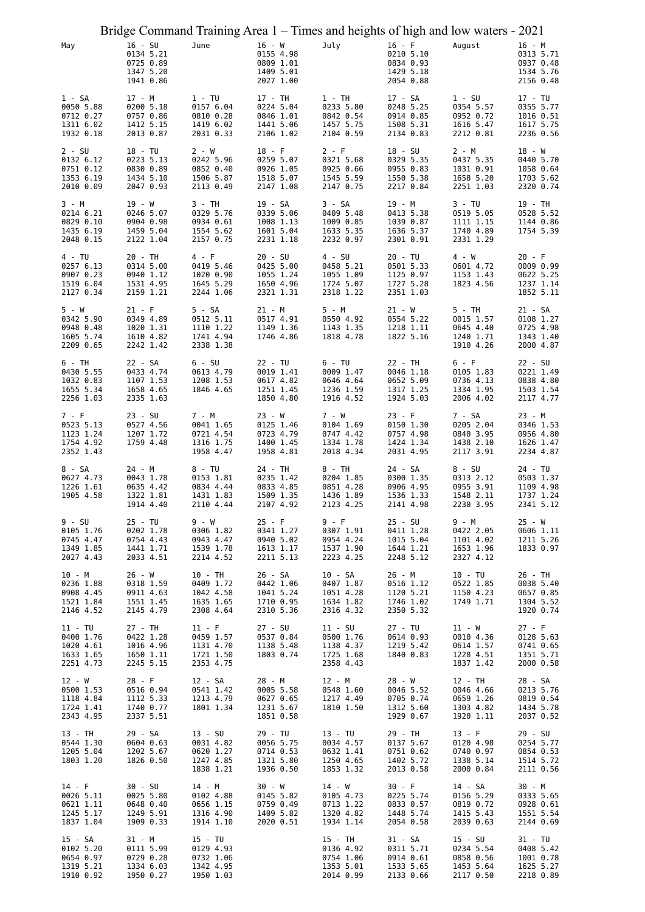# Bridge Command Training Area 1 – Times and heights of high and low waters - 2021

| May | | June | | July | | August | |
|---|---|---|---|---|---|---|---|
| | 16 - SU<br>0134 5.21<br>0725 0.89<br>1347 5.20<br>1941 0.86 | | 16 - W<br>0155 4.98<br>0809 1.01<br>1409 5.01<br>2027 1.00 | | 16 - F<br>0210 5.10<br>0834 0.93<br>1429 5.18<br>2054 0.88 | | 16 - M<br>0313 5.71<br>0937 0.48<br>1534 5.76<br>2156 0.48 |
| 1 - SA<br>0050 5.88<br>0712 0.27<br>1311 6.02<br>1932 0.18 | 17 - M<br>0200 5.18<br>0757 0.86<br>1412 5.15<br>2013 0.87 | 1 - TU<br>0157 6.04<br>0810 0.28<br>1419 6.02<br>2031 0.33 | 17 - TH<br>0224 5.04<br>0846 1.01<br>1441 5.06<br>2106 1.02 | 1 - TH<br>0233 5.80<br>0842 0.54<br>1457 5.75<br>2104 0.59 | 17 - SA<br>0248 5.25<br>0914 0.85<br>1508 5.31<br>2134 0.83 | 1 - SU<br>0354 5.57<br>0952 0.72<br>1616 5.47<br>2212 0.81 | 17 - TU<br>0355 5.77<br>1016 0.51<br>1617 5.75<br>2236 0.56 |
| 2 - SU<br>0132 6.12<br>0751 0.12<br>1353 6.19<br>2010 0.09 | 18 - TU<br>0223 5.13<br>0830 0.89<br>1434 5.10<br>2047 0.93 | 2 - W<br>0242 5.96<br>0852 0.40<br>1506 5.87<br>2113 0.49 | 18 - F<br>0259 5.07<br>0926 1.05<br>1518 5.07<br>2147 1.08 | 2 - F<br>0321 5.68<br>0925 0.66<br>1545 5.59<br>2147 0.75 | 18 - SU<br>0329 5.35<br>0955 0.83<br>1550 5.38<br>2217 0.84 | 2 - M<br>0437 5.35<br>1031 0.91<br>1658 5.20<br>2251 1.03 | 18 - W<br>0440 5.70<br>1058 0.64<br>1703 5.62<br>2320 0.74 |
| 3 - M<br>0214 6.21<br>0829 0.10<br>1435 6.19<br>2048 0.15 | 19 - W<br>0246 5.07<br>0904 0.98<br>1459 5.04<br>2122 1.04 | 3 - TH<br>0329 5.76<br>0934 0.61<br>1554 5.62<br>2157 0.75 | 19 - SA<br>0339 5.06<br>1008 1.13<br>1601 5.04<br>2231 1.18 | 3 - SA<br>0409 5.48<br>1009 0.85<br>1633 5.35<br>2232 0.97 | 19 - M<br>0413 5.38<br>1039 0.87<br>1636 5.37<br>2301 0.91 | 3 - TU<br>0519 5.05<br>1111 1.15<br>1740 4.89<br>2331 1.29 | 19 - TH<br>0528 5.52<br>1144 0.86<br>1754 5.39 |
| 4 - TU<br>0257 6.13<br>0907 0.23<br>1519 6.04<br>2127 0.34 | 20 - TH<br>0314 5.00<br>0940 1.12<br>1531 4.95<br>2159 1.21 | 4 - F<br>0419 5.46<br>1020 0.90<br>1645 5.29<br>2244 1.06 | 20 - SU<br>0425 5.00<br>1055 1.24<br>1650 4.96<br>2321 1.31 | 4 - SU<br>0458 5.21<br>1055 1.09<br>1724 5.07<br>2318 1.22 | 20 - TU<br>0501 5.33<br>1125 0.97<br>1727 5.28<br>2351 1.03 | 4 - W<br>0601 4.72<br>1153 1.43<br>1823 4.56 | 20 - F<br>0009 0.99<br>0622 5.25<br>1237 1.14<br>1852 5.11 |
| 5 - W<br>0342 5.90<br>0948 0.48<br>1605 5.74<br>2209 0.65 | 21 - F<br>0349 4.89<br>1020 1.31<br>1610 4.82<br>2242 1.42 | 5 - SA<br>0512 5.11<br>1110 1.22<br>1741 4.94<br>2338 1.38 | 21 - M<br>0517 4.91<br>1149 1.36<br>1746 4.86 | 5 - M<br>0550 4.92<br>1143 1.35<br>1818 4.78 | 21 - W<br>0554 5.22<br>1218 1.11<br>1822 5.16 | 5 - TH<br>0015 1.57<br>0645 4.40<br>1240 1.71<br>1910 4.26 | 21 - SA<br>0108 1.27<br>0725 4.98<br>1343 1.40<br>2000 4.87 |
| 6 - TH<br>0430 5.55<br>1032 0.83<br>1655 5.34<br>2256 1.03 | 22 - SA<br>0433 4.74<br>1107 1.53<br>1658 4.65<br>2335 1.63 | 6 - SU<br>0613 4.79<br>1208 1.53<br>1846 4.65 | 22 - TU<br>0019 1.41<br>0617 4.82<br>1251 1.45<br>1850 4.80 | 6 - TU<br>0009 1.47<br>0646 4.64<br>1236 1.59<br>1916 4.52 | 22 - TH<br>0046 1.18<br>0652 5.09<br>1317 1.25<br>1924 5.03 | 6 - F<br>0105 1.83<br>0736 4.13<br>1334 1.95<br>2006 4.02 | 22 - SU<br>0221 1.49<br>0838 4.80<br>1503 1.54<br>2117 4.77 |
| 7 - F<br>0523 5.13<br>1123 1.24<br>1754 4.92<br>2352 1.43 | 23 - SU<br>0527 4.56<br>1207 1.72<br>1759 4.48 | 7 - M<br>0041 1.65<br>0721 4.54<br>1316 1.75<br>1958 4.47 | 23 - W<br>0125 1.46<br>0723 4.79<br>1400 1.45<br>1958 4.81 | 7 - W<br>0104 1.69<br>0747 4.42<br>1334 1.78<br>2018 4.34 | 23 - F<br>0150 1.30<br>0757 4.98<br>1424 1.34<br>2031 4.95 | 7 - SA<br>0205 2.04<br>0840 3.95<br>1438 2.10<br>2117 3.91 | 23 - M<br>0346 1.53<br>0956 4.80<br>1626 1.47<br>2234 4.87 |
| 8 - SA<br>0627 4.73<br>1226 1.61<br>1905 4.58 | 24 - M<br>0043 1.78<br>0635 4.42<br>1322 1.81<br>1914 4.40 | 8 - TU<br>0153 1.81<br>0834 4.44<br>1431 1.83<br>2110 4.44 | 24 - TH<br>0235 1.42<br>0833 4.85<br>1509 1.35<br>2107 4.92 | 8 - TH<br>0204 1.85<br>0851 4.28<br>1436 1.89<br>2123 4.25 | 24 - SA<br>0300 1.35<br>0906 4.95<br>1536 1.33<br>2141 4.98 | 8 - SU<br>0313 2.12<br>0955 3.91<br>1548 2.11<br>2230 3.95 | 24 - TU<br>0503 1.37<br>1109 4.98<br>1737 1.24<br>2341 5.12 |
| 9 - SU<br>0105 1.76<br>0745 4.47<br>1349 1.85<br>2027 4.43 | 25 - TU<br>0202 1.78<br>0754 4.43<br>1441 1.71<br>2033 4.51 | 9 - W<br>0306 1.82<br>0943 4.47<br>1539 1.78<br>2214 4.52 | 25 - F<br>0341 1.27<br>0940 5.02<br>1613 1.17<br>2211 5.13 | 9 - F<br>0307 1.91<br>0954 4.24<br>1537 1.90<br>2223 4.25 | 25 - SU<br>0411 1.28<br>1015 5.04<br>1644 1.21<br>2248 5.12 | 9 - M<br>0422 2.05<br>1101 4.02<br>1653 1.96<br>2327 4.12 | 25 - W<br>0606 1.11<br>1211 5.26<br>1833 0.97 |
| 10 - M<br>0236 1.88<br>0908 4.45<br>1521 1.84<br>2146 4.52 | 26 - W<br>0318 1.59<br>0911 4.63<br>1551 1.45<br>2145 4.79 | 10 - TH<br>0409 1.72<br>1042 4.58<br>1635 1.65<br>2308 4.64 | 26 - SA<br>0442 1.06<br>1041 5.24<br>1710 0.95<br>2310 5.36 | 10 - SA<br>0407 1.87<br>1051 4.28<br>1634 1.82<br>2316 4.32 | 26 - M<br>0516 1.12<br>1120 5.21<br>1746 1.02<br>2350 5.32 | 10 - TU<br>0522 1.85<br>1150 4.23<br>1749 1.71 | 26 - TH<br>0038 5.40<br>0657 0.85<br>1304 5.52<br>1920 0.74 |
| 11 - TU<br>0400 1.76<br>1020 4.61<br>1633 1.65<br>2251 4.73 | 27 - TH<br>0422 1.28<br>1016 4.96<br>1650 1.11<br>2245 5.15 | 11 - F<br>0459 1.57<br>1131 4.70<br>1721 1.50<br>2353 4.75 | 27 - SU<br>0537 0.84<br>1138 5.48<br>1803 0.74 | 11 - SU<br>0500 1.76<br>1138 4.37<br>1725 1.68<br>2358 4.43 | 27 - TU<br>0614 0.93<br>1219 5.42<br>1840 0.83 | 11 - W<br>0010 4.36<br>0614 1.57<br>1228 4.51<br>1837 1.42 | 27 - F<br>0128 5.63<br>0741 0.65<br>1351 5.71<br>2000 0.58 |
| 12 - W<br>0500 1.53<br>1118 4.84<br>1724 1.41<br>2343 4.95 | 28 - F<br>0516 0.94<br>1112 5.33<br>1740 0.77<br>2337 5.51 | 12 - SA<br>0541 1.42<br>1213 4.79<br>1801 1.34 | 28 - M<br>0005 5.58<br>0627 0.65<br>1231 5.67<br>1851 0.58 | 12 - M<br>0548 1.60<br>1217 4.49<br>1810 1.50 | 28 - W<br>0046 5.52<br>0705 0.74<br>1312 5.60<br>1929 0.67 | 12 - TH<br>0046 4.66<br>0659 1.26<br>1303 4.82<br>1920 1.11 | 28 - SA<br>0213 5.76<br>0819 0.54<br>1434 5.78<br>2037 0.52 |
| 13 - TH<br>0544 1.30<br>1205 5.04<br>1803 1.20 | 29 - SA<br>0604 0.63<br>1202 5.67<br>1826 0.50 | 13 - SU<br>0031 4.82<br>0620 1.27<br>1247 4.85<br>1838 1.21 | 29 - TU<br>0056 5.75<br>0714 0.53<br>1321 5.80<br>1936 0.50 | 13 - TU<br>0034 4.57<br>0632 1.41<br>1250 4.65<br>1853 1.32 | 29 - TH<br>0137 5.67<br>0751 0.62<br>1402 5.72<br>2013 0.58 | 13 - F<br>0120 4.98<br>0740 0.97<br>1338 5.14<br>2000 0.84 | 29 - SU<br>0254 5.77<br>0854 0.53<br>1514 5.72<br>2111 0.56 |
| 14 - F<br>0026 5.11<br>0621 1.11<br>1245 5.17<br>1837 1.04 | 30 - SU<br>0025 5.80<br>0648 0.40<br>1249 5.91<br>1909 0.33 | 14 - M<br>0102 4.88<br>0656 1.15<br>1316 4.90<br>1914 1.10 | 30 - W<br>0145 5.82<br>0759 0.49<br>1409 5.82<br>2020 0.51 | 14 - W<br>0105 4.73<br>0713 1.22<br>1320 4.82<br>1934 1.14 | 30 - F<br>0225 5.74<br>0833 0.57<br>1448 5.74<br>2054 0.58 | 14 - SA<br>0156 5.29<br>0819 0.72<br>1415 5.43<br>2039 0.63 | 30 - M<br>0333 5.65<br>0928 0.61<br>1551 5.54<br>2144 0.69 |
| 15 - SA<br>0102 5.20<br>0654 0.97<br>1319 5.21<br>1910 0.92 | 31 - M<br>0111 5.99<br>0729 0.28<br>1334 6.03<br>1950 0.27 | 15 - TU<br>0129 4.93<br>0732 1.06<br>1342 4.95<br>1950 1.03 | | 15 - TH<br>0136 4.92<br>0754 1.06<br>1353 5.01<br>2014 0.99 | 31 - SA<br>0311 5.71<br>0914 0.61<br>1533 5.65<br>2133 0.66 | 15 - SU<br>0234 5.54<br>0858 0.56<br>1453 5.64<br>2117 0.50 | 31 - TU<br>0408 5.42<br>1001 0.78<br>1625 5.27<br>2218 0.89 |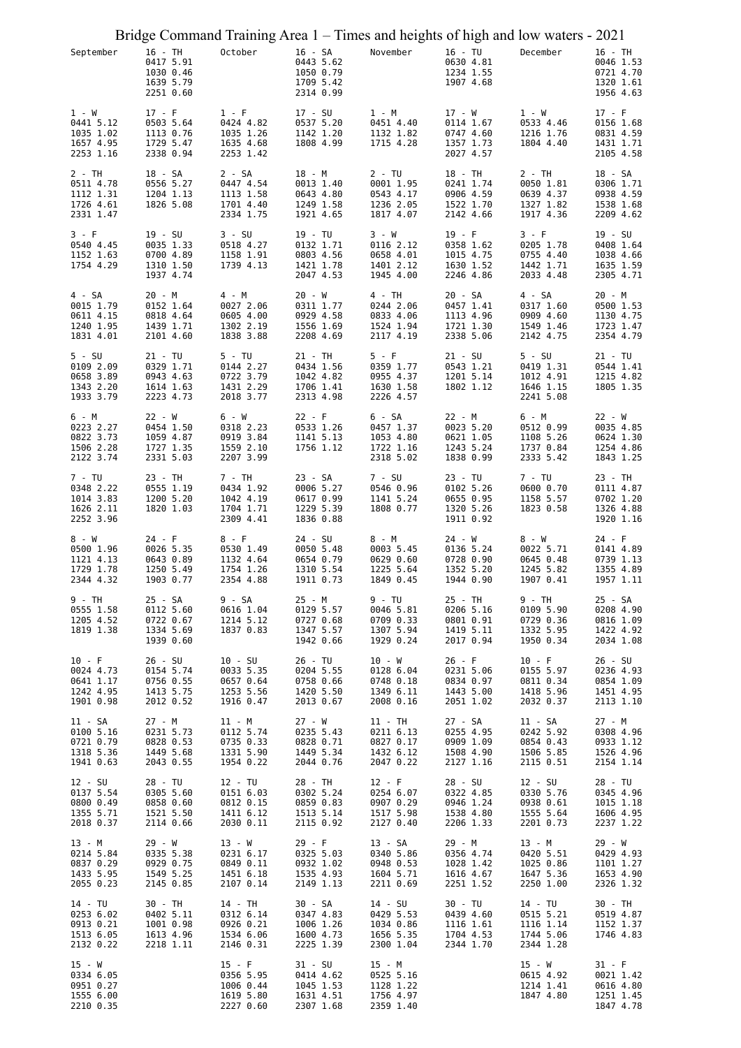# Bridge Command Training Area 1 – Times and heights of high and low waters - 2021

| September | | October | | November | | December | |
|---|---|---|---|---|---|---|---|
| | 16 - TH<br>0417 5.91<br>1030 0.46<br>1639 5.79<br>2251 0.60 | | 16 - SA<br>0443 5.62<br>1050 0.79<br>1709 5.42<br>2314 0.99 | | 16 - TU<br>0630 4.81<br>1234 1.55<br>1907 4.68 | | 16 - TH<br>0046 1.53<br>0721 4.70<br>1320 1.61<br>1956 4.63 |
| 1 - W<br>0441 5.12<br>1035 1.02<br>1657 4.95<br>2253 1.16 | 17 - F<br>0503 5.64<br>1113 0.76<br>1729 5.47<br>2338 0.94 | 1 - F<br>0424 4.82<br>1035 1.26<br>1635 4.68<br>2253 1.42 | 17 - SU<br>0537 5.20<br>1142 1.20<br>1808 4.99 | 1 - M<br>0451 4.40<br>1132 1.82<br>1715 4.28 | 17 - W<br>0114 1.67<br>0747 4.60<br>1357 1.73<br>2027 4.57 | 1 - W<br>0533 4.46<br>1216 1.76<br>1804 4.40 | 17 - F<br>0156 1.68<br>0831 4.59<br>1431 1.71<br>2105 4.58 |
| 2 - TH<br>0511 4.78<br>1112 1.31<br>1726 4.61<br>2331 1.47 | 18 - SA<br>0556 5.27<br>1204 1.13<br>1826 5.08 | 2 - SA<br>0447 4.54<br>1113 1.58<br>1701 4.40<br>2334 1.75 | 18 - M<br>0013 1.40<br>0643 4.80<br>1249 1.58<br>1921 4.65 | 2 - TU<br>0001 1.95<br>0543 4.17<br>1236 2.05<br>1817 4.07 | 18 - TH<br>0241 1.74<br>0906 4.59<br>1522 1.70<br>2142 4.66 | 2 - TH<br>0050 1.81<br>0639 4.37<br>1327 1.82<br>1917 4.36 | 18 - SA<br>0306 1.71<br>0938 4.59<br>1538 1.68<br>2209 4.62 |
| 3 - F<br>0540 4.45<br>1152 1.63<br>1754 4.29 | 19 - SU<br>0035 1.33<br>0700 4.89<br>1310 1.50<br>1937 4.74 | 3 - SU<br>0518 4.27<br>1158 1.91<br>1739 4.13 | 19 - TU<br>0132 1.71<br>0803 4.56<br>1421 1.78<br>2047 4.53 | 3 - W<br>0116 2.12<br>0658 4.01<br>1401 2.12<br>1945 4.00 | 19 - F<br>0358 1.62<br>1015 4.75<br>1630 1.52<br>2246 4.86 | 3 - F<br>0205 1.78<br>0755 4.40<br>1442 1.71<br>2033 4.48 | 19 - SU<br>0408 1.64<br>1038 4.66<br>1635 1.59<br>2305 4.71 |
| 4 - SA<br>0015 1.79<br>0611 4.15<br>1240 1.95<br>1831 4.01 | 20 - M<br>0152 1.64<br>0818 4.64<br>1439 1.71<br>2101 4.60 | 4 - M<br>0027 2.06<br>0605 4.00<br>1302 2.19<br>1838 3.88 | 20 - W<br>0311 1.77<br>0929 4.58<br>1556 1.69<br>2208 4.69 | 4 - TH<br>0244 2.06<br>0833 4.06<br>1524 1.94<br>2117 4.19 | 20 - SA<br>0457 1.41<br>1113 4.96<br>1721 1.30<br>2338 5.06 | 4 - SA<br>0317 1.60<br>0909 4.60<br>1549 1.46<br>2142 4.75 | 20 - M<br>0500 1.53<br>1130 4.75<br>1723 1.47<br>2354 4.79 |
| 5 - SU<br>0109 2.09<br>0658 3.89<br>1343 2.20<br>1933 3.79 | 21 - TU<br>0329 1.71<br>0943 4.63<br>1614 1.63<br>2223 4.73 | 5 - TU<br>0144 2.27<br>0722 3.79<br>1431 2.29<br>2018 3.77 | 21 - TH<br>0434 1.56<br>1042 4.82<br>1706 1.41<br>2313 4.98 | 5 - F<br>0359 1.77<br>0955 4.37<br>1630 1.58<br>2226 4.57 | 21 - SU<br>0543 1.21<br>1201 5.14<br>1802 1.12 | 5 - SU<br>0419 1.31<br>1012 4.91<br>1646 1.15<br>2241 5.08 | 21 - TU<br>0544 1.41<br>1215 4.82<br>1805 1.35 |
| 6 - M<br>0223 2.27<br>0822 3.73<br>1506 2.28<br>2122 3.74 | 22 - W<br>0454 1.50<br>1059 4.87<br>1727 1.35<br>2331 5.03 | 6 - W<br>0318 2.23<br>0919 3.84<br>1559 2.10<br>2207 3.99 | 22 - F<br>0533 1.26<br>1141 5.13<br>1756 1.12 | 6 - SA<br>0457 1.37<br>1053 4.80<br>1722 1.16<br>2318 5.02 | 22 - M<br>0023 5.20<br>0621 1.05<br>1243 5.24<br>1838 0.99 | 6 - M<br>0512 0.99<br>1108 5.26<br>1737 0.84<br>2333 5.42 | 22 - W<br>0035 4.85<br>0624 1.30<br>1254 4.86<br>1843 1.25 |
| 7 - TU<br>0348 2.22<br>1014 3.83<br>1626 2.11<br>2252 3.96 | 23 - TH<br>0555 1.19<br>1200 5.20<br>1820 1.03 | 7 - TH<br>0434 1.92<br>1042 4.19<br>1704 1.71<br>2309 4.41 | 23 - SA<br>0006 5.27<br>0617 0.99<br>1229 5.39<br>1836 0.88 | 7 - SU<br>0546 0.96<br>1141 5.24<br>1808 0.77 | 23 - TU<br>0102 5.26<br>0655 0.95<br>1320 5.26<br>1911 0.92 | 7 - TU<br>0600 0.70<br>1158 5.57<br>1823 0.58 | 23 - TH<br>0111 4.87<br>0702 1.20<br>1326 4.88<br>1920 1.16 |
| 8 - W<br>0500 1.96<br>1121 4.13<br>1729 1.78<br>2344 4.32 | 24 - F<br>0026 5.35<br>0643 0.89<br>1250 5.49<br>1903 0.77 | 8 - F<br>0530 1.49<br>1132 4.64<br>1754 1.26<br>2354 4.88 | 24 - SU<br>0050 5.48<br>0654 0.79<br>1310 5.54<br>1911 0.73 | 8 - M<br>0003 5.45<br>0629 0.60<br>1225 5.64<br>1849 0.45 | 24 - W<br>0136 5.24<br>0728 0.90<br>1352 5.20<br>1944 0.90 | 8 - W<br>0022 5.71<br>0645 0.48<br>1245 5.82<br>1907 0.41 | 24 - F<br>0141 4.89<br>0739 1.13<br>1355 4.89<br>1957 1.11 |
| 9 - TH<br>0555 1.58<br>1205 4.52<br>1819 1.38 | 25 - SA<br>0112 5.60<br>0722 0.67<br>1334 5.69<br>1939 0.60 | 9 - SA<br>0616 1.04<br>1214 5.12<br>1837 0.83 | 25 - M<br>0129 5.57<br>0727 0.68<br>1347 5.57<br>1942 0.66 | 9 - TU<br>0046 5.81<br>0709 0.33<br>1307 5.94<br>1929 0.24 | 25 - TH<br>0206 5.16<br>0801 0.91<br>1419 5.11<br>2017 0.94 | 9 - TH<br>0109 5.90<br>0729 0.36<br>1332 5.95<br>1950 0.34 | 25 - SA<br>0208 4.90<br>0816 1.09<br>1422 4.92<br>2034 1.08 |
| 10 - F<br>0024 4.73<br>0641 1.17<br>1242 4.95<br>1901 0.98 | 26 - SU<br>0154 5.74<br>0756 0.55<br>1413 5.75<br>2012 0.52 | 10 - SU<br>0033 5.35<br>0657 0.64<br>1253 5.56<br>1916 0.47 | 26 - TU<br>0204 5.55<br>0758 0.66<br>1420 5.50<br>2013 0.67 | 10 - W<br>0128 6.04<br>0748 0.18<br>1349 6.11<br>2008 0.16 | 26 - F<br>0231 5.06<br>0834 0.97<br>1443 5.00<br>2051 1.02 | 10 - F<br>0155 5.97<br>0811 0.34<br>1418 5.96<br>2032 0.37 | 26 - SU<br>0236 4.93<br>0854 1.09<br>1451 4.95<br>2113 1.10 |
| 11 - SA<br>0100 5.16<br>0721 0.79<br>1318 5.36<br>1941 0.63 | 27 - M<br>0231 5.73<br>0828 0.53<br>1449 5.68<br>2043 0.55 | 11 - M<br>0112 5.74<br>0735 0.33<br>1331 5.90<br>1954 0.22 | 27 - W<br>0235 5.43<br>0828 0.71<br>1449 5.34<br>2044 0.76 | 11 - TH<br>0211 6.13<br>0827 0.17<br>1432 6.12<br>2047 0.22 | 27 - SA<br>0255 4.95<br>0909 1.09<br>1508 4.90<br>2127 1.16 | 11 - SA<br>0242 5.92<br>0854 0.43<br>1506 5.85<br>2115 0.51 | 27 - M<br>0308 4.96<br>0933 1.12<br>1526 4.96<br>2154 1.14 |
| 12 - SU<br>0137 5.54<br>0800 0.49<br>1355 5.71<br>2018 0.37 | 28 - TU<br>0305 5.60<br>0858 0.60<br>1521 5.50<br>2114 0.66 | 12 - TU<br>0151 6.03<br>0812 0.15<br>1411 6.12<br>2030 0.11 | 28 - TH<br>0302 5.24<br>0859 0.83<br>1513 5.14<br>2115 0.92 | 12 - F<br>0254 6.07<br>0907 0.29<br>1517 5.98<br>2127 0.40 | 28 - SU<br>0322 4.85<br>0946 1.24<br>1538 4.80<br>2206 1.33 | 12 - SU<br>0330 5.76<br>0938 0.61<br>1555 5.64<br>2201 0.73 | 28 - TU<br>0345 4.96<br>1015 1.18<br>1606 4.95<br>2237 1.22 |
| 13 - M<br>0214 5.84<br>0837 0.29<br>1433 5.95<br>2055 0.23 | 29 - W<br>0335 5.38<br>0929 0.75<br>1549 5.25<br>2145 0.85 | 13 - W<br>0231 6.17<br>0849 0.11<br>1451 6.18<br>2107 0.14 | 29 - F<br>0325 5.03<br>0932 1.02<br>1535 4.93<br>2149 1.13 | 13 - SA<br>0340 5.86<br>0948 0.53<br>1604 5.71<br>2211 0.69 | 29 - M<br>0356 4.74<br>1028 1.42<br>1616 4.67<br>2251 1.52 | 13 - M<br>0420 5.51<br>1025 0.86<br>1647 5.36<br>2250 1.00 | 29 - W<br>0429 4.93<br>1101 1.27<br>1653 4.90<br>2326 1.32 |
| 14 - TU<br>0253 6.02<br>0913 0.21<br>1513 6.05<br>2132 0.22 | 30 - TH<br>0402 5.11<br>1001 0.98<br>1613 4.96<br>2218 1.11 | 14 - TH<br>0312 6.14<br>0926 0.21<br>1534 6.06<br>2146 0.31 | 30 - SA<br>0347 4.83<br>1006 1.26<br>1600 4.73<br>2225 1.39 | 14 - SU<br>0429 5.53<br>1034 0.86<br>1656 5.35<br>2300 1.04 | 30 - TU<br>0439 4.60<br>1116 1.61<br>1704 4.53<br>2344 1.70 | 14 - TU<br>0515 5.21<br>1116 1.14<br>1744 5.06<br>2344 1.28 | 30 - TH<br>0519 4.87<br>1152 1.37<br>1746 4.83 |
| 15 - W<br>0334 6.05<br>0951 0.27<br>1555 6.00<br>2210 0.35 | | 15 - F<br>0356 5.95<br>1006 0.44<br>1619 5.80<br>2227 0.60 | 31 - SU<br>0414 4.62<br>1045 1.53<br>1631 4.51<br>2307 1.68 | 15 - M<br>0525 5.16<br>1128 1.22<br>1756 4.97<br>2359 1.40 | | 15 - W<br>0615 4.92<br>1214 1.41<br>1847 4.80 | 31 - F<br>0021 1.42<br>0616 4.80<br>1251 1.45<br>1847 4.78 |